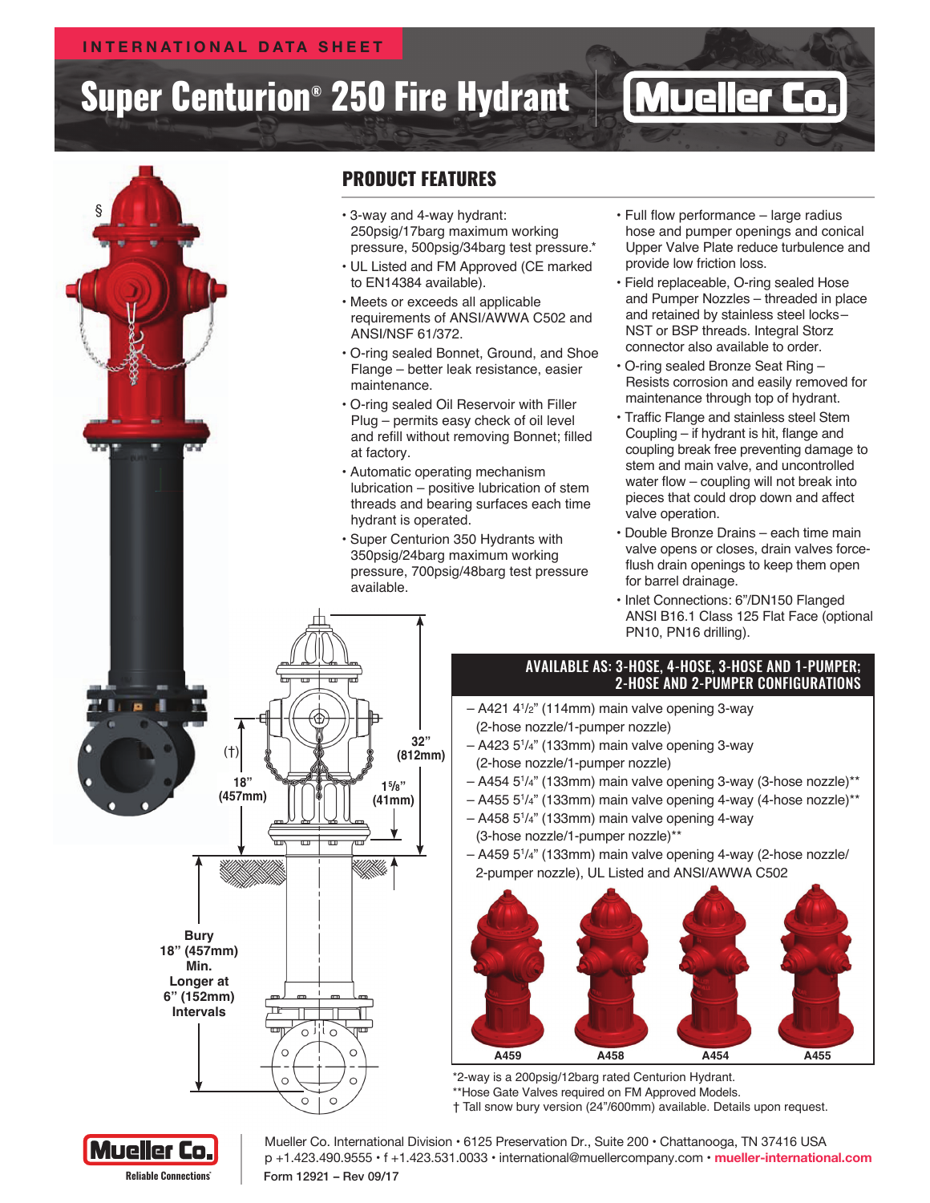INTERNATIONAL DATA SHEET

# Super Centurion® 250 Fire Hydrant

Mueller Co.

## PRODUCT FEATURES

- 3-way and 4-way hydrant: 250psig/17barg maximum working pressure, 500psig/34barg test pressure.*
- UL Listed and FM Approved (CE marked to EN14384 available).
- Meets or exceeds all applicable requirements of ANSI/AWWA C502 and ANSI/NSF 61/372.
- O-ring sealed Bonnet, Ground, and Shoe Flange – better leak resistance, easier maintenance.
- O-ring sealed Oil Reservoir with Filler Plug – permits easy check of oil level and refill without removing Bonnet; filled at factory.
- Automatic operating mechanism lubrication – positive lubrication of stem threads and bearing surfaces each time hydrant is operated.
- Super Centurion 350 Hydrants with 350psig/24barg maximum working pressure, 700psig/48barg test pressure available.
- Full flow performance – large radius hose and pumper openings and conical Upper Valve Plate reduce turbulence and provide low friction loss.
- Field replaceable, O-ring sealed Hose and Pumper Nozzles – threaded in place and retained by stainless steel locks – NST or BSP threads. Integral Storz connector also available to order.
- O-ring sealed Bronze Seat Ring – Resists corrosion and easily removed for maintenance through top of hydrant.
- Traffic Flange and stainless steel Stem Coupling – if hydrant is hit, flange and coupling break free preventing damage to stem and main valve, and uncontrolled water flow – coupling will not break into pieces that could drop down and affect valve operation.
- Double Bronze Drains – each time main valve opens or closes, drain valves force-flush drain openings to keep them open for barrel drainage.
- Inlet Connections: 6"/DN150 Flanged ANSI B16.1 Class 125 Flat Face (optional PN10, PN16 drilling).

(†) 18" (457mm) — 32" (812mm) — 1 5/8" (41mm)

Bury 18" (457mm) Min. Longer at 6" (152mm) Intervals

## AVAILABLE AS: 3-HOSE, 4-HOSE, 3-HOSE AND 1-PUMPER; 2-HOSE AND 2-PUMPER CONFIGURATIONS

- A421 4 1/2" (114mm) main valve opening 3-way (2-hose nozzle/1-pumper nozzle)
- A423 5 1/4" (133mm) main valve opening 3-way (2-hose nozzle/1-pumper nozzle)
- A454 5 1/4" (133mm) main valve opening 3-way (3-hose nozzle)**
- A455 5 1/4" (133mm) main valve opening 4-way (4-hose nozzle)**
- A458 5 1/4" (133mm) main valve opening 4-way (3-hose nozzle/1-pumper nozzle)**
- A459 5 1/4" (133mm) main valve opening 4-way (2-hose nozzle/ 2-pumper nozzle), UL Listed and ANSI/AWWA C502

A459 A458 A454 A455

*2-way is a 200psig/12barg rated Centurion Hydrant.
**Hose Gate Valves required on FM Approved Models.
† Tall snow bury version (24"/600mm) available. Details upon request.

Mueller Co. Reliable Connections

Mueller Co. International Division • 6125 Preservation Dr., Suite 200 • Chattanooga, TN 37416 USA
p +1.423.490.9555 • f +1.423.531.0033 • international@muellercompany.com • mueller-international.com
Form 12921 – Rev 09/17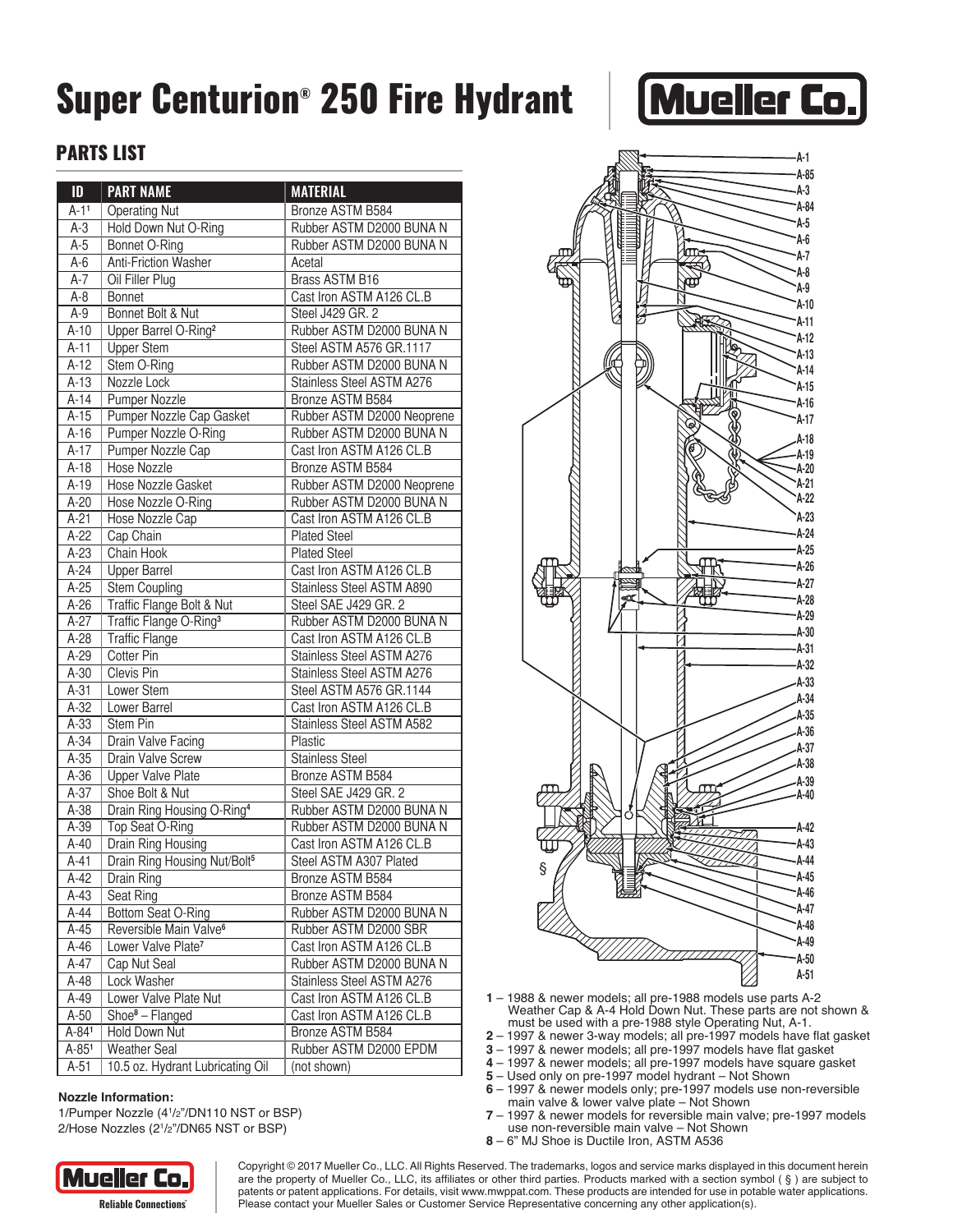# Super Centurion® 250 Fire Hydrant

Mueller Co.

## PARTS LIST

| ID | PART NAME | MATERIAL |
|---|---|---|
| A-1[1] | Operating Nut | Bronze ASTM B584 |
| A-3 | Hold Down Nut O-Ring | Rubber ASTM D2000 BUNA N |
| A-5 | Bonnet O-Ring | Rubber ASTM D2000 BUNA N |
| A-6 | Anti-Friction Washer | Acetal |
| A-7 | Oil Filler Plug | Brass ASTM B16 |
| A-8 | Bonnet | Cast Iron ASTM A126 CL.B |
| A-9 | Bonnet Bolt & Nut | Steel J429 GR. 2 |
| A-10 | Upper Barrel O-Ring[2] | Rubber ASTM D2000 BUNA N |
| A-11 | Upper Stem | Steel ASTM A576 GR.1117 |
| A-12 | Stem O-Ring | Rubber ASTM D2000 BUNA N |
| A-13 | Nozzle Lock | Stainless Steel ASTM A276 |
| A-14 | Pumper Nozzle | Bronze ASTM B584 |
| A-15 | Pumper Nozzle Cap Gasket | Rubber ASTM D2000 Neoprene |
| A-16 | Pumper Nozzle O-Ring | Rubber ASTM D2000 BUNA N |
| A-17 | Pumper Nozzle Cap | Cast Iron ASTM A126 CL.B |
| A-18 | Hose Nozzle | Bronze ASTM B584 |
| A-19 | Hose Nozzle Gasket | Rubber ASTM D2000 Neoprene |
| A-20 | Hose Nozzle O-Ring | Rubber ASTM D2000 BUNA N |
| A-21 | Hose Nozzle Cap | Cast Iron ASTM A126 CL.B |
| A-22 | Cap Chain | Plated Steel |
| A-23 | Chain Hook | Plated Steel |
| A-24 | Upper Barrel | Cast Iron ASTM A126 CL.B |
| A-25 | Stem Coupling | Stainless Steel ASTM A890 |
| A-26 | Traffic Flange Bolt & Nut | Steel SAE J429 GR. 2 |
| A-27 | Traffic Flange O-Ring[3] | Rubber ASTM D2000 BUNA N |
| A-28 | Traffic Flange | Cast Iron ASTM A126 CL.B |
| A-29 | Cotter Pin | Stainless Steel ASTM A276 |
| A-30 | Clevis Pin | Stainless Steel ASTM A276 |
| A-31 | Lower Stem | Steel ASTM A576 GR.1144 |
| A-32 | Lower Barrel | Cast Iron ASTM A126 CL.B |
| A-33 | Stem Pin | Stainless Steel ASTM A582 |
| A-34 | Drain Valve Facing | Plastic |
| A-35 | Drain Valve Screw | Stainless Steel |
| A-36 | Upper Valve Plate | Bronze ASTM B584 |
| A-37 | Shoe Bolt & Nut | Steel SAE J429 GR. 2 |
| A-38 | Drain Ring Housing O-Ring[4] | Rubber ASTM D2000 BUNA N |
| A-39 | Top Seat O-Ring | Rubber ASTM D2000 BUNA N |
| A-40 | Drain Ring Housing | Cast Iron ASTM A126 CL.B |
| A-41 | Drain Ring Housing Nut/Bolt[5] | Steel ASTM A307 Plated |
| A-42 | Drain Ring | Bronze ASTM B584 |
| A-43 | Seat Ring | Bronze ASTM B584 |
| A-44 | Bottom Seat O-Ring | Rubber ASTM D2000 BUNA N |
| A-45 | Reversible Main Valve[6] | Rubber ASTM D2000 SBR |
| A-46 | Lower Valve Plate[7] | Cast Iron ASTM A126 CL.B |
| A-47 | Cap Nut Seal | Rubber ASTM D2000 BUNA N |
| A-48 | Lock Washer | Stainless Steel ASTM A276 |
| A-49 | Lower Valve Plate Nut | Cast Iron ASTM A126 CL.B |
| A-50 | Shoe[8] – Flanged | Cast Iron ASTM A126 CL.B |
| A-84[1] | Hold Down Nut | Bronze ASTM B584 |
| A-85[1] | Weather Seal | Rubber ASTM D2000 EPDM |
| A-51 | 10.5 oz. Hydrant Lubricating Oil | (not shown) |

**Nozzle Information:**

1/Pumper Nozzle (4½"/DN110 NST or BSP)
2/Hose Nozzles (2½"/DN65 NST or BSP)

A-1
A-85
A-3
A-84
A-5
A-6
A-7
A-8
A-9
A-10
A-11
A-12
A-13
A-14
A-15
A-16
A-17
A-18
A-19
A-20
A-21
A-22
A-23
A-24
A-25
A-26
A-27
A-28
A-29
A-30
A-31
A-32
A-33
A-34
A-35
A-36
A-37
A-38
A-39
A-40
A-42
A-43
A-44
A-45
A-46
A-47
A-48
A-49
A-50
A-51
§

**1** – 1988 & newer models; all pre-1988 models use parts A-2 Weather Cap & A-4 Hold Down Nut. These parts are not shown & must be used with a pre-1988 style Operating Nut, A-1.
**2** – 1997 & newer 3-way models; all pre-1997 models have flat gasket
**3** – 1997 & newer models; all pre-1997 models have flat gasket
**4** – 1997 & newer models; all pre-1997 models have square gasket
**5** – Used only on pre-1997 model hydrant – Not Shown
**6** – 1997 & newer models only; pre-1997 models use non-reversible main valve & lower valve plate – Not Shown
**7** – 1997 & newer models for reversible main valve; pre-1997 models use non-reversible main valve – Not Shown
**8** – 6" MJ Shoe is Ductile Iron, ASTM A536

Mueller Co.
Reliable Connections

Copyright © 2017 Mueller Co., LLC. All Rights Reserved. The trademarks, logos and service marks displayed in this document herein are the property of Mueller Co., LLC, its affiliates or other third parties. Products marked with a section symbol ( § ) are subject to patents or patent applications. For details, visit www.mwppat.com. These products are intended for use in potable water applications. Please contact your Mueller Sales or Customer Service Representative concerning any other application(s).